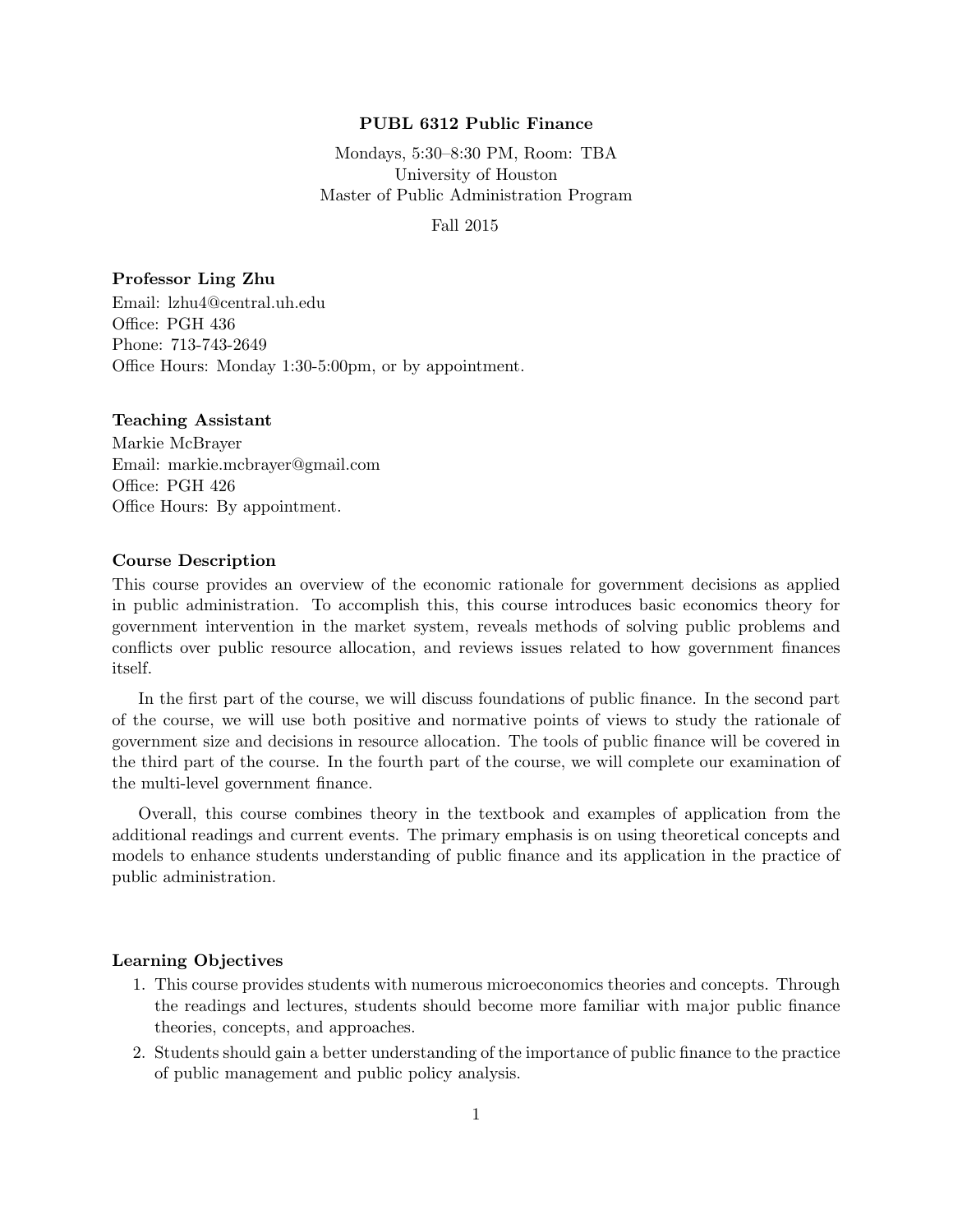# PUBL 6312 Public Finance

Mondays, 5:30–8:30 PM, Room: TBA
University of Houston
Master of Public Administration Program

Fall 2015

### Professor Ling Zhu

Email: lzhu4@central.uh.edu
Office: PGH 436
Phone: 713-743-2649
Office Hours: Monday 1:30-5:00pm, or by appointment.

### Teaching Assistant

Markie McBrayer
Email: markie.mcbrayer@gmail.com
Office: PGH 426
Office Hours: By appointment.

### Course Description

This course provides an overview of the economic rationale for government decisions as applied in public administration. To accomplish this, this course introduces basic economics theory for government intervention in the market system, reveals methods of solving public problems and conflicts over public resource allocation, and reviews issues related to how government finances itself.

In the first part of the course, we will discuss foundations of public finance. In the second part of the course, we will use both positive and normative points of views to study the rationale of government size and decisions in resource allocation. The tools of public finance will be covered in the third part of the course. In the fourth part of the course, we will complete our examination of the multi-level government finance.

Overall, this course combines theory in the textbook and examples of application from the additional readings and current events. The primary emphasis is on using theoretical concepts and models to enhance students understanding of public finance and its application in the practice of public administration.

### Learning Objectives

1. This course provides students with numerous microeconomics theories and concepts. Through the readings and lectures, students should become more familiar with major public finance theories, concepts, and approaches.
2. Students should gain a better understanding of the importance of public finance to the practice of public management and public policy analysis.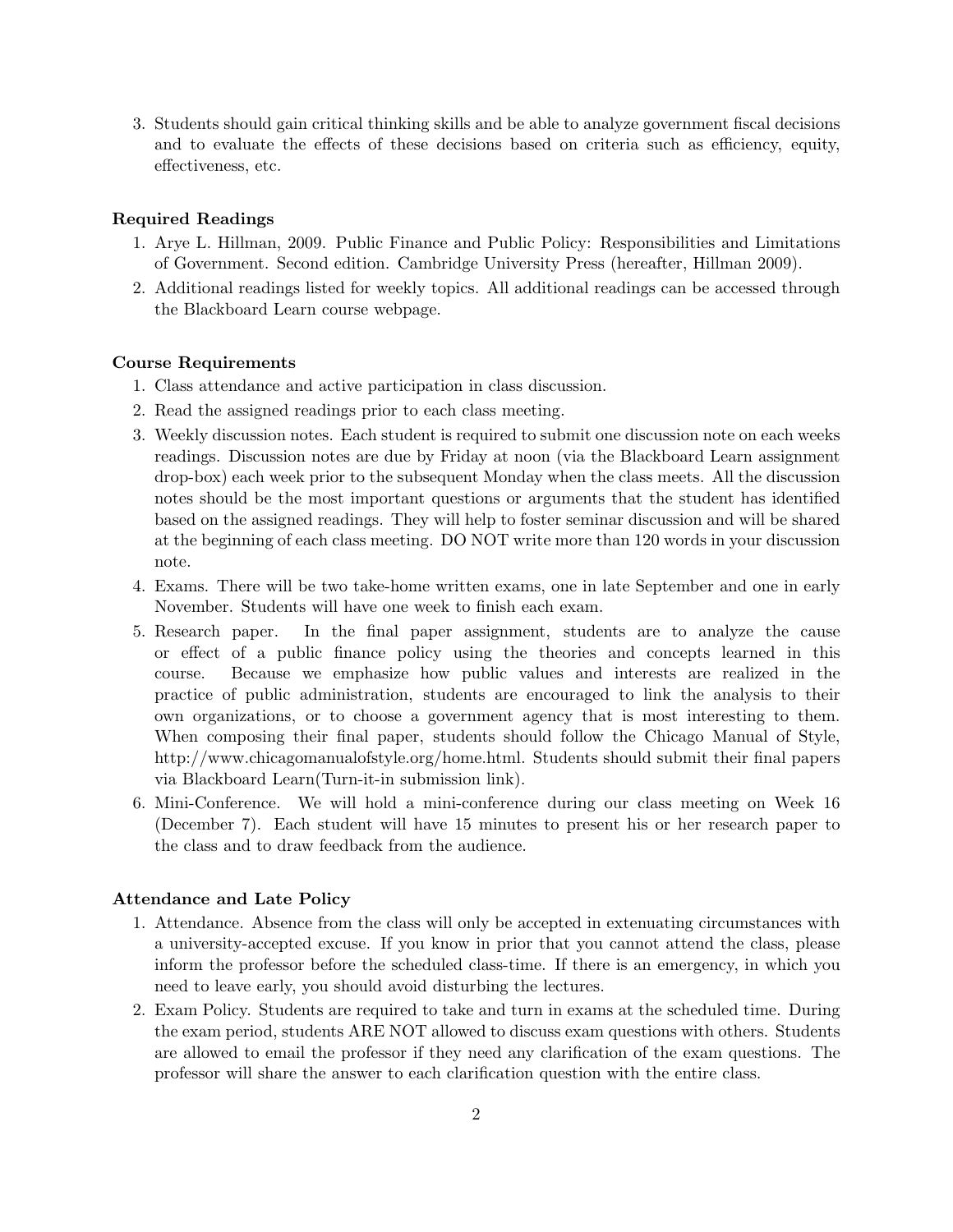3. Students should gain critical thinking skills and be able to analyze government fiscal decisions and to evaluate the effects of these decisions based on criteria such as efficiency, equity, effectiveness, etc.

### Required Readings

1. Arye L. Hillman, 2009. Public Finance and Public Policy: Responsibilities and Limitations of Government. Second edition. Cambridge University Press (hereafter, Hillman 2009).
2. Additional readings listed for weekly topics. All additional readings can be accessed through the Blackboard Learn course webpage.

### Course Requirements

1. Class attendance and active participation in class discussion.
2. Read the assigned readings prior to each class meeting.
3. Weekly discussion notes. Each student is required to submit one discussion note on each weeks readings. Discussion notes are due by Friday at noon (via the Blackboard Learn assignment drop-box) each week prior to the subsequent Monday when the class meets. All the discussion notes should be the most important questions or arguments that the student has identified based on the assigned readings. They will help to foster seminar discussion and will be shared at the beginning of each class meeting. DO NOT write more than 120 words in your discussion note.
4. Exams. There will be two take-home written exams, one in late September and one in early November. Students will have one week to finish each exam.
5. Research paper. In the final paper assignment, students are to analyze the cause or effect of a public finance policy using the theories and concepts learned in this course. Because we emphasize how public values and interests are realized in the practice of public administration, students are encouraged to link the analysis to their own organizations, or to choose a government agency that is most interesting to them. When composing their final paper, students should follow the Chicago Manual of Style, http://www.chicagomanualofstyle.org/home.html. Students should submit their final papers via Blackboard Learn(Turn-it-in submission link).
6. Mini-Conference. We will hold a mini-conference during our class meeting on Week 16 (December 7). Each student will have 15 minutes to present his or her research paper to the class and to draw feedback from the audience.

### Attendance and Late Policy

1. Attendance. Absence from the class will only be accepted in extenuating circumstances with a university-accepted excuse. If you know in prior that you cannot attend the class, please inform the professor before the scheduled class-time. If there is an emergency, in which you need to leave early, you should avoid disturbing the lectures.
2. Exam Policy. Students are required to take and turn in exams at the scheduled time. During the exam period, students ARE NOT allowed to discuss exam questions with others. Students are allowed to email the professor if they need any clarification of the exam questions. The professor will share the answer to each clarification question with the entire class.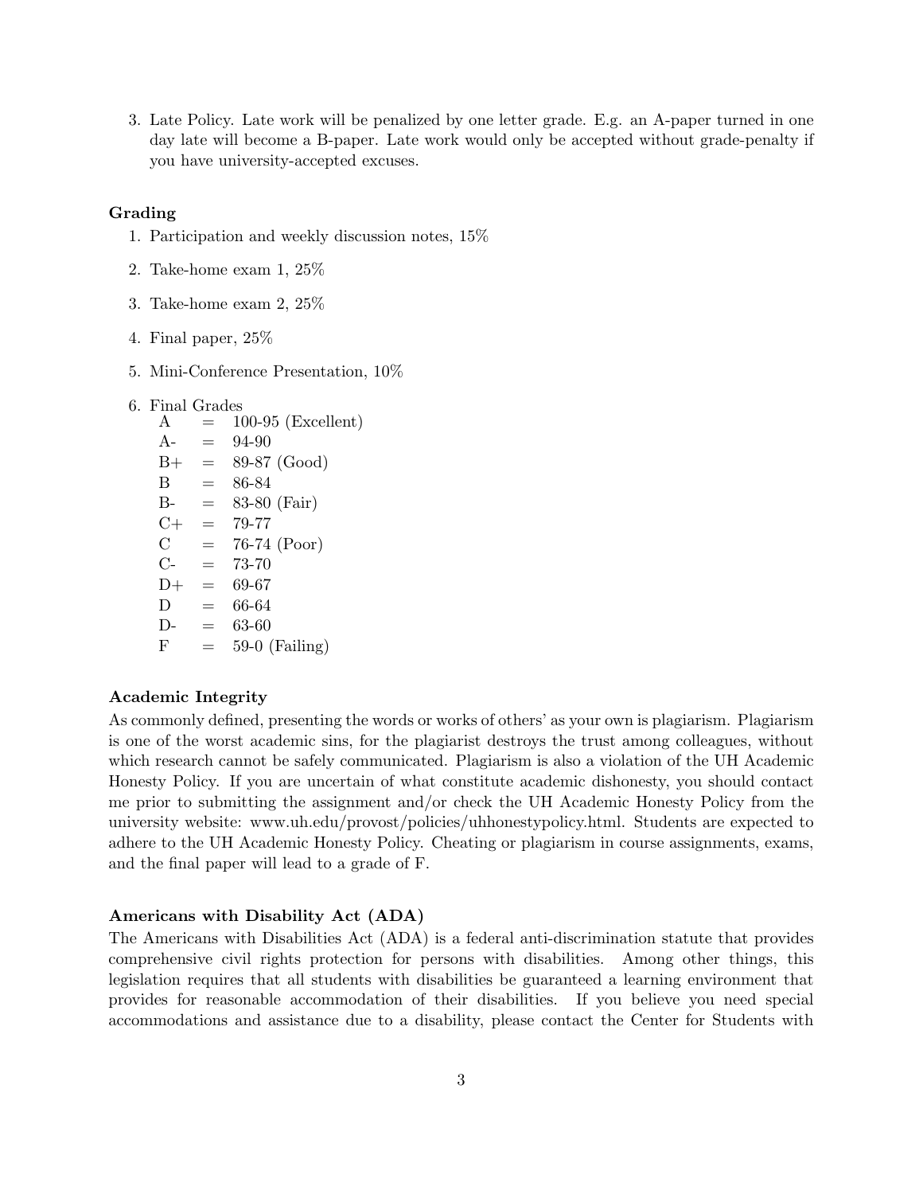3. Late Policy. Late work will be penalized by one letter grade. E.g. an A-paper turned in one day late will become a B-paper. Late work would only be accepted without grade-penalty if you have university-accepted excuses.

### Grading

1. Participation and weekly discussion notes, 15%
2. Take-home exam 1, 25%
3. Take-home exam 2, 25%
4. Final paper, 25%
5. Mini-Conference Presentation, 10%
6. Final Grades

| | | |
|---|---|---|
| A | = | 100-95 (Excellent) |
| A- | = | 94-90 |
| B+ | = | 89-87 (Good) |
| B | = | 86-84 |
| B- | = | 83-80 (Fair) |
| C+ | = | 79-77 |
| C | = | 76-74 (Poor) |
| C- | = | 73-70 |
| D+ | = | 69-67 |
| D | = | 66-64 |
| D- | = | 63-60 |
| F | = | 59-0 (Failing) |

### Academic Integrity

As commonly defined, presenting the words or works of others' as your own is plagiarism. Plagiarism is one of the worst academic sins, for the plagiarist destroys the trust among colleagues, without which research cannot be safely communicated. Plagiarism is also a violation of the UH Academic Honesty Policy. If you are uncertain of what constitute academic dishonesty, you should contact me prior to submitting the assignment and/or check the UH Academic Honesty Policy from the university website: www.uh.edu/provost/policies/uhhonestypolicy.html. Students are expected to adhere to the UH Academic Honesty Policy. Cheating or plagiarism in course assignments, exams, and the final paper will lead to a grade of F.

### Americans with Disability Act (ADA)

The Americans with Disabilities Act (ADA) is a federal anti-discrimination statute that provides comprehensive civil rights protection for persons with disabilities. Among other things, this legislation requires that all students with disabilities be guaranteed a learning environment that provides for reasonable accommodation of their disabilities. If you believe you need special accommodations and assistance due to a disability, please contact the Center for Students with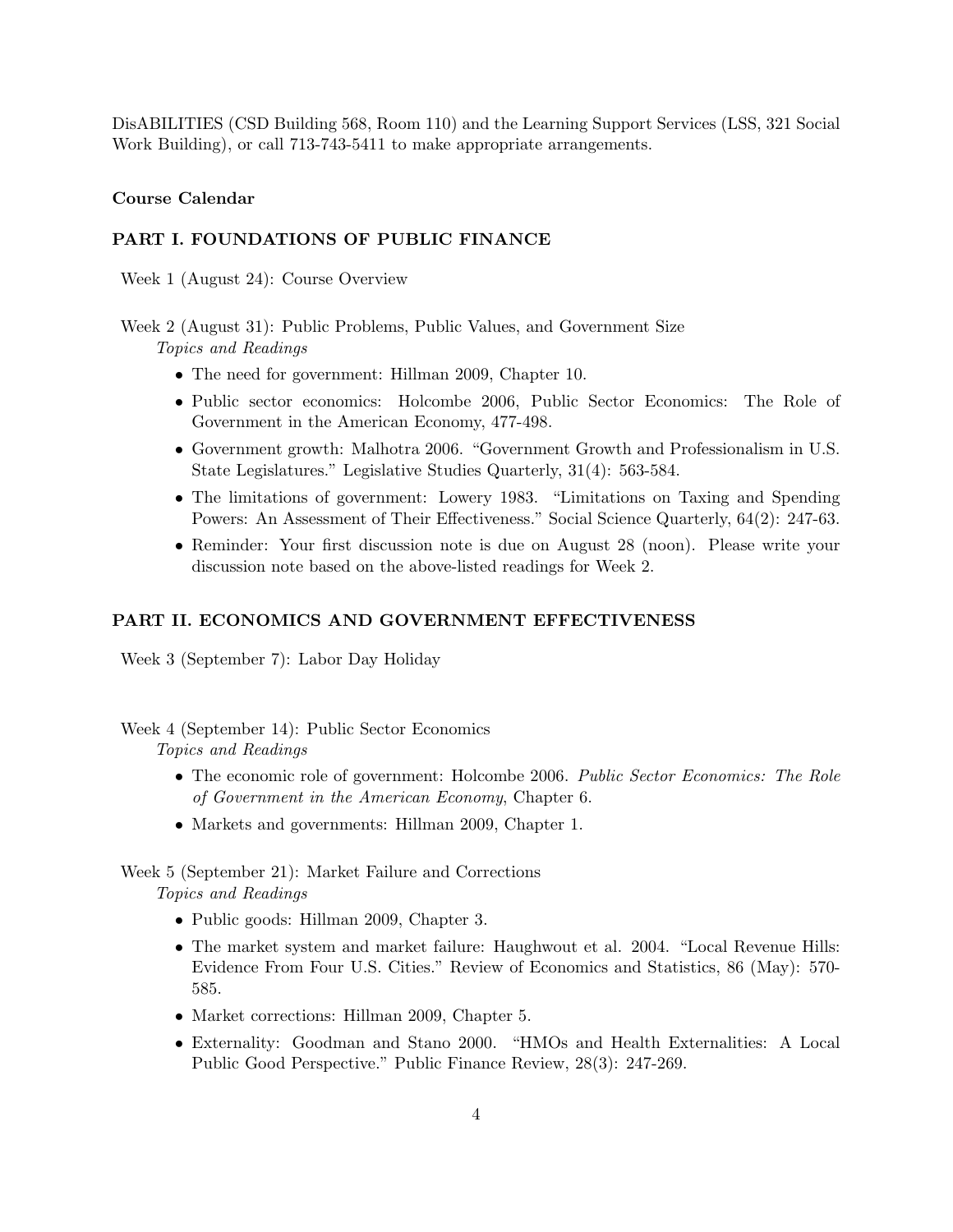DisABILITIES (CSD Building 568, Room 110) and the Learning Support Services (LSS, 321 Social Work Building), or call 713-743-5411 to make appropriate arrangements.

**Course Calendar**

## PART I. FOUNDATIONS OF PUBLIC FINANCE

Week 1 (August 24): Course Overview

Week 2 (August 31): Public Problems, Public Values, and Government Size

*Topics and Readings*

- The need for government: Hillman 2009, Chapter 10.
- Public sector economics: Holcombe 2006, Public Sector Economics: The Role of Government in the American Economy, 477-498.
- Government growth: Malhotra 2006. "Government Growth and Professionalism in U.S. State Legislatures." Legislative Studies Quarterly, 31(4): 563-584.
- The limitations of government: Lowery 1983. "Limitations on Taxing and Spending Powers: An Assessment of Their Effectiveness." Social Science Quarterly, 64(2): 247-63.
- Reminder: Your first discussion note is due on August 28 (noon). Please write your discussion note based on the above-listed readings for Week 2.

## PART II. ECONOMICS AND GOVERNMENT EFFECTIVENESS

Week 3 (September 7): Labor Day Holiday

Week 4 (September 14): Public Sector Economics

*Topics and Readings*

- The economic role of government: Holcombe 2006. *Public Sector Economics: The Role of Government in the American Economy*, Chapter 6.
- Markets and governments: Hillman 2009, Chapter 1.

Week 5 (September 21): Market Failure and Corrections

*Topics and Readings*

- Public goods: Hillman 2009, Chapter 3.
- The market system and market failure: Haughwout et al. 2004. "Local Revenue Hills: Evidence From Four U.S. Cities." Review of Economics and Statistics, 86 (May): 570-585.
- Market corrections: Hillman 2009, Chapter 5.
- Externality: Goodman and Stano 2000. "HMOs and Health Externalities: A Local Public Good Perspective." Public Finance Review, 28(3): 247-269.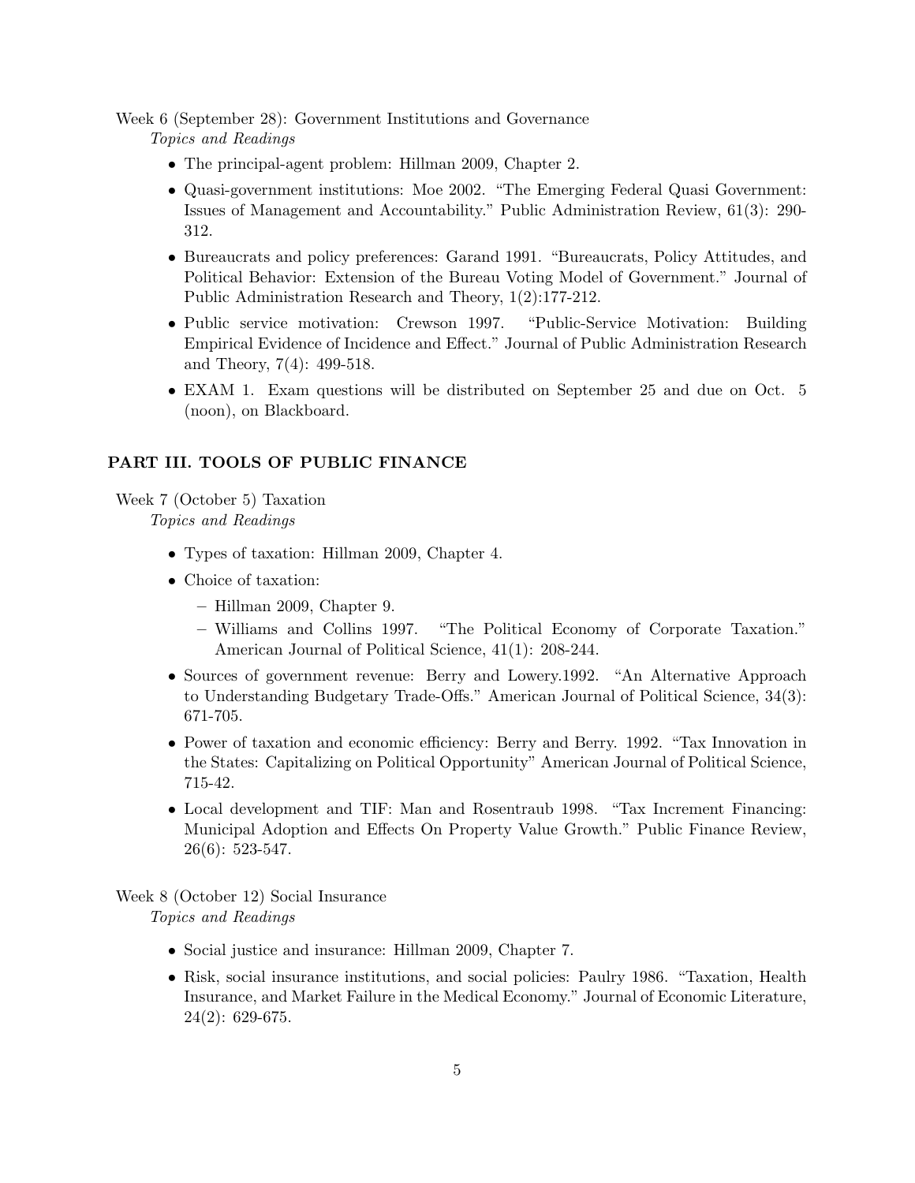Week 6 (September 28): Government Institutions and Governance

*Topics and Readings*

- The principal-agent problem: Hillman 2009, Chapter 2.
- Quasi-government institutions: Moe 2002. "The Emerging Federal Quasi Government: Issues of Management and Accountability." Public Administration Review, 61(3): 290-312.
- Bureaucrats and policy preferences: Garand 1991. "Bureaucrats, Policy Attitudes, and Political Behavior: Extension of the Bureau Voting Model of Government." Journal of Public Administration Research and Theory, 1(2):177-212.
- Public service motivation: Crewson 1997. "Public-Service Motivation: Building Empirical Evidence of Incidence and Effect." Journal of Public Administration Research and Theory, 7(4): 499-518.
- EXAM 1. Exam questions will be distributed on September 25 and due on Oct. 5 (noon), on Blackboard.

## PART III. TOOLS OF PUBLIC FINANCE

Week 7 (October 5) Taxation

*Topics and Readings*

- Types of taxation: Hillman 2009, Chapter 4.
- Choice of taxation:
  - Hillman 2009, Chapter 9.
  - Williams and Collins 1997. "The Political Economy of Corporate Taxation." American Journal of Political Science, 41(1): 208-244.
- Sources of government revenue: Berry and Lowery.1992. "An Alternative Approach to Understanding Budgetary Trade-Offs." American Journal of Political Science, 34(3): 671-705.
- Power of taxation and economic efficiency: Berry and Berry. 1992. "Tax Innovation in the States: Capitalizing on Political Opportunity" American Journal of Political Science, 715-42.
- Local development and TIF: Man and Rosentraub 1998. "Tax Increment Financing: Municipal Adoption and Effects On Property Value Growth." Public Finance Review, 26(6): 523-547.

Week 8 (October 12) Social Insurance

*Topics and Readings*

- Social justice and insurance: Hillman 2009, Chapter 7.
- Risk, social insurance institutions, and social policies: Paulry 1986. "Taxation, Health Insurance, and Market Failure in the Medical Economy." Journal of Economic Literature, 24(2): 629-675.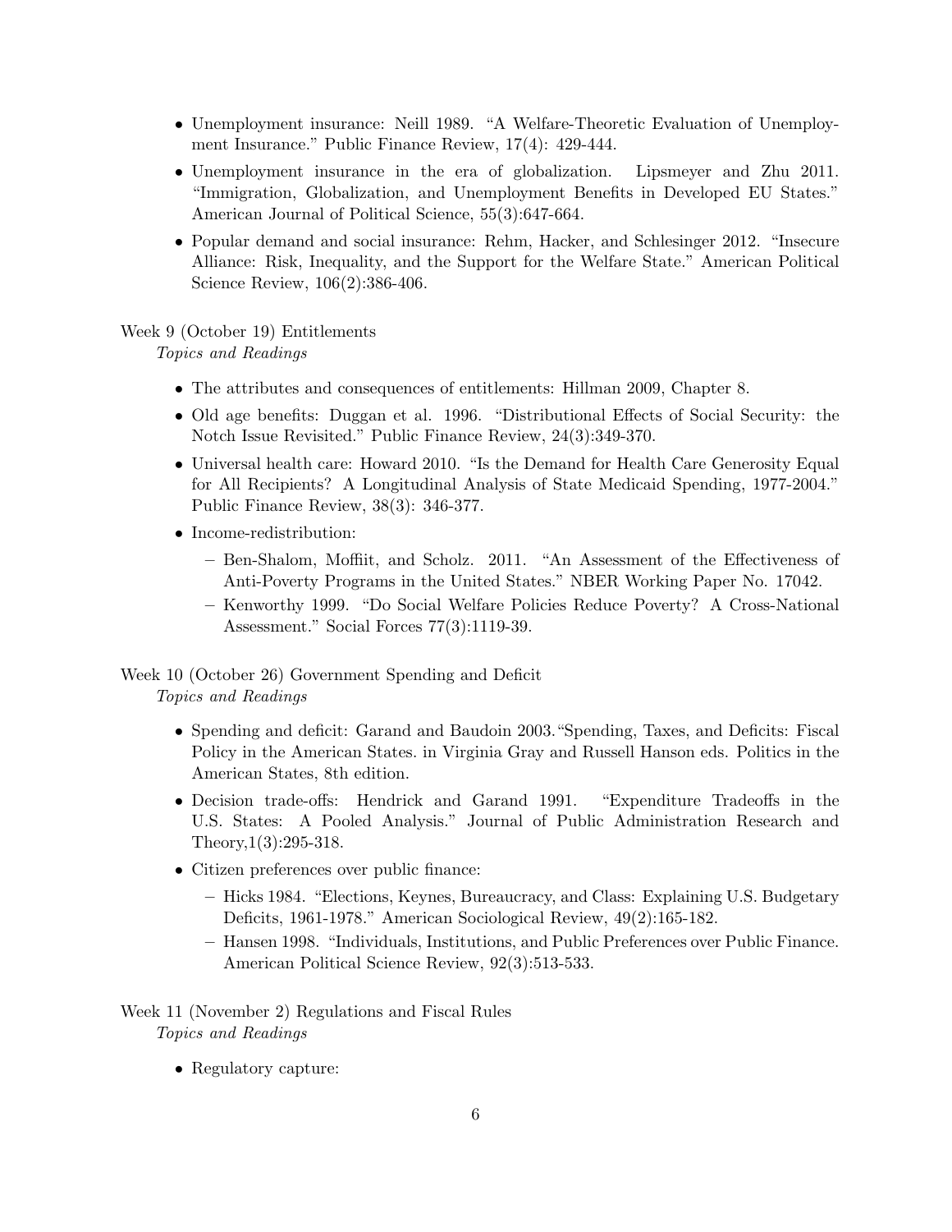- Unemployment insurance: Neill 1989. "A Welfare-Theoretic Evaluation of Unemployment Insurance." Public Finance Review, 17(4): 429-444.
- Unemployment insurance in the era of globalization. Lipsmeyer and Zhu 2011. "Immigration, Globalization, and Unemployment Benefits in Developed EU States." American Journal of Political Science, 55(3):647-664.
- Popular demand and social insurance: Rehm, Hacker, and Schlesinger 2012. "Insecure Alliance: Risk, Inequality, and the Support for the Welfare State." American Political Science Review, 106(2):386-406.

Week 9 (October 19) Entitlements

*Topics and Readings*

- The attributes and consequences of entitlements: Hillman 2009, Chapter 8.
- Old age benefits: Duggan et al. 1996. "Distributional Effects of Social Security: the Notch Issue Revisited." Public Finance Review, 24(3):349-370.
- Universal health care: Howard 2010. "Is the Demand for Health Care Generosity Equal for All Recipients? A Longitudinal Analysis of State Medicaid Spending, 1977-2004." Public Finance Review, 38(3): 346-377.
- Income-redistribution:
  - Ben-Shalom, Moffiit, and Scholz. 2011. "An Assessment of the Effectiveness of Anti-Poverty Programs in the United States." NBER Working Paper No. 17042.
  - Kenworthy 1999. "Do Social Welfare Policies Reduce Poverty? A Cross-National Assessment." Social Forces 77(3):1119-39.

Week 10 (October 26) Government Spending and Deficit

*Topics and Readings*

- Spending and deficit: Garand and Baudoin 2003."Spending, Taxes, and Deficits: Fiscal Policy in the American States. in Virginia Gray and Russell Hanson eds. Politics in the American States, 8th edition.
- Decision trade-offs: Hendrick and Garand 1991. "Expenditure Tradeoffs in the U.S. States: A Pooled Analysis." Journal of Public Administration Research and Theory,1(3):295-318.
- Citizen preferences over public finance:
  - Hicks 1984. "Elections, Keynes, Bureaucracy, and Class: Explaining U.S. Budgetary Deficits, 1961-1978." American Sociological Review, 49(2):165-182.
  - Hansen 1998. "Individuals, Institutions, and Public Preferences over Public Finance. American Political Science Review, 92(3):513-533.

Week 11 (November 2) Regulations and Fiscal Rules

*Topics and Readings*

- Regulatory capture: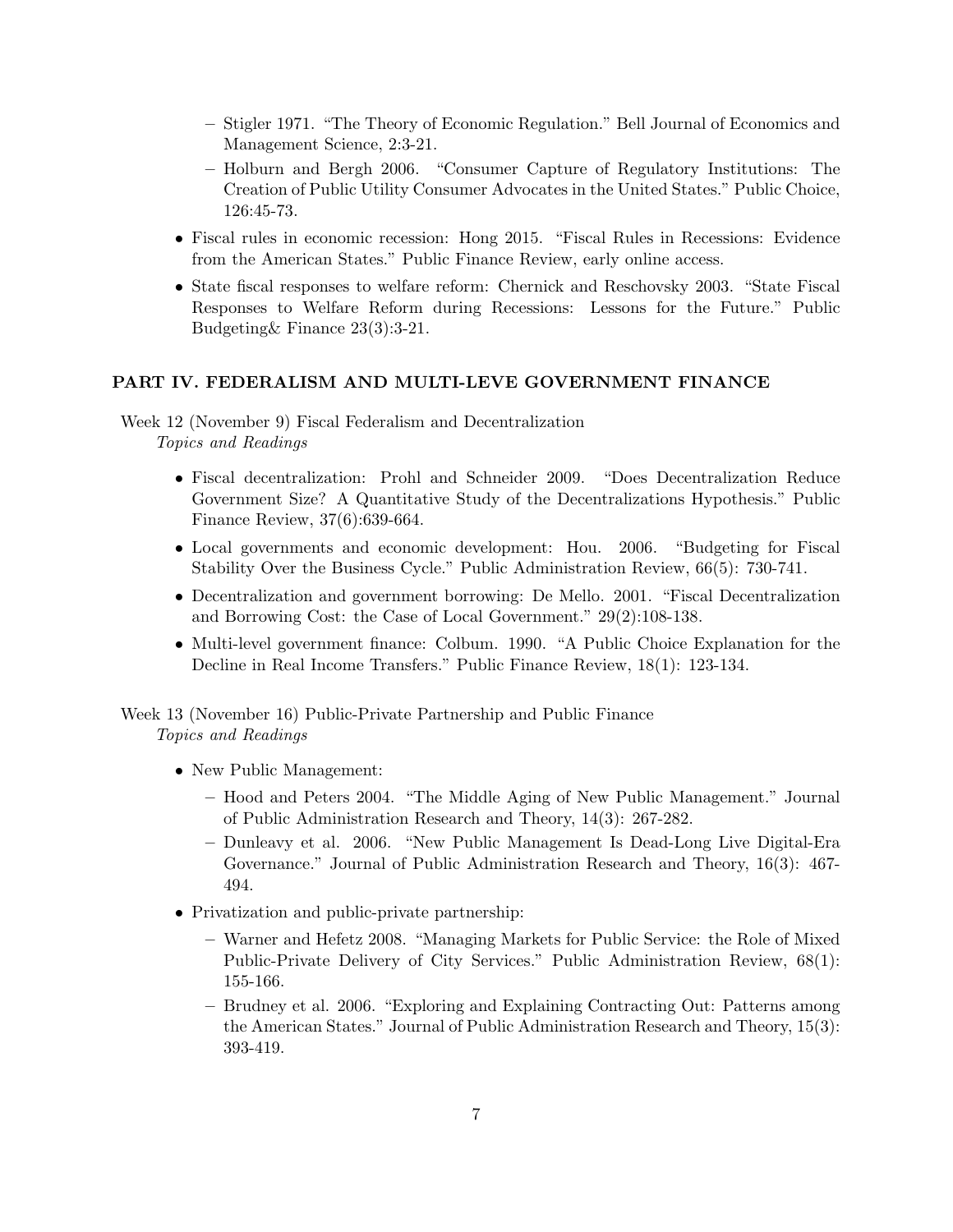- Stigler 1971. "The Theory of Economic Regulation." Bell Journal of Economics and Management Science, 2:3-21.
  - Holburn and Bergh 2006. "Consumer Capture of Regulatory Institutions: The Creation of Public Utility Consumer Advocates in the United States." Public Choice, 126:45-73.
- Fiscal rules in economic recession: Hong 2015. "Fiscal Rules in Recessions: Evidence from the American States." Public Finance Review, early online access.
- State fiscal responses to welfare reform: Chernick and Reschovsky 2003. "State Fiscal Responses to Welfare Reform during Recessions: Lessons for the Future." Public Budgeting& Finance 23(3):3-21.

## PART IV. FEDERALISM AND MULTI-LEVE GOVERNMENT FINANCE

Week 12 (November 9) Fiscal Federalism and Decentralization

*Topics and Readings*

- Fiscal decentralization: Prohl and Schneider 2009. "Does Decentralization Reduce Government Size? A Quantitative Study of the Decentralizations Hypothesis." Public Finance Review, 37(6):639-664.
- Local governments and economic development: Hou. 2006. "Budgeting for Fiscal Stability Over the Business Cycle." Public Administration Review, 66(5): 730-741.
- Decentralization and government borrowing: De Mello. 2001. "Fiscal Decentralization and Borrowing Cost: the Case of Local Government." 29(2):108-138.
- Multi-level government finance: Colbum. 1990. "A Public Choice Explanation for the Decline in Real Income Transfers." Public Finance Review, 18(1): 123-134.

Week 13 (November 16) Public-Private Partnership and Public Finance

*Topics and Readings*

- New Public Management:
  - Hood and Peters 2004. "The Middle Aging of New Public Management." Journal of Public Administration Research and Theory, 14(3): 267-282.
  - Dunleavy et al. 2006. "New Public Management Is Dead-Long Live Digital-Era Governance." Journal of Public Administration Research and Theory, 16(3): 467-494.
- Privatization and public-private partnership:
  - Warner and Hefetz 2008. "Managing Markets for Public Service: the Role of Mixed Public-Private Delivery of City Services." Public Administration Review, 68(1): 155-166.
  - Brudney et al. 2006. "Exploring and Explaining Contracting Out: Patterns among the American States." Journal of Public Administration Research and Theory, 15(3): 393-419.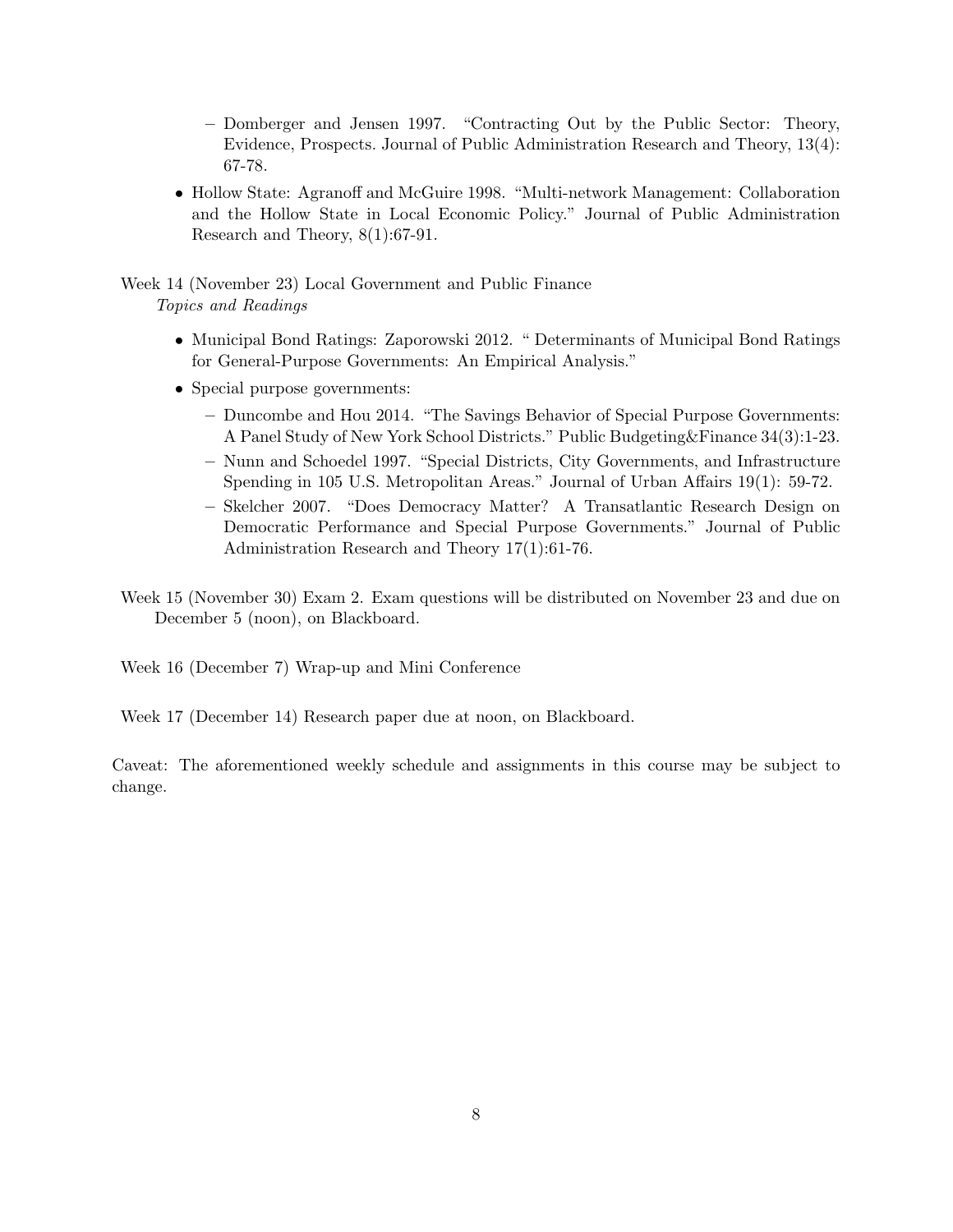- Domberger and Jensen 1997. "Contracting Out by the Public Sector: Theory, Evidence, Prospects. Journal of Public Administration Research and Theory, 13(4): 67-78.
- Hollow State: Agranoff and McGuire 1998. "Multi-network Management: Collaboration and the Hollow State in Local Economic Policy." Journal of Public Administration Research and Theory, 8(1):67-91.

Week 14 (November 23) Local Government and Public Finance
*Topics and Readings*

- Municipal Bond Ratings: Zaporowski 2012. " Determinants of Municipal Bond Ratings for General-Purpose Governments: An Empirical Analysis."
- Special purpose governments:
    - Duncombe and Hou 2014. "The Savings Behavior of Special Purpose Governments: A Panel Study of New York School Districts." Public Budgeting&Finance 34(3):1-23.
    - Nunn and Schoedel 1997. "Special Districts, City Governments, and Infrastructure Spending in 105 U.S. Metropolitan Areas." Journal of Urban Affairs 19(1): 59-72.
    - Skelcher 2007. "Does Democracy Matter? A Transatlantic Research Design on Democratic Performance and Special Purpose Governments." Journal of Public Administration Research and Theory 17(1):61-76.

Week 15 (November 30) Exam 2. Exam questions will be distributed on November 23 and due on December 5 (noon), on Blackboard.

Week 16 (December 7) Wrap-up and Mini Conference

Week 17 (December 14) Research paper due at noon, on Blackboard.

Caveat: The aforementioned weekly schedule and assignments in this course may be subject to change.